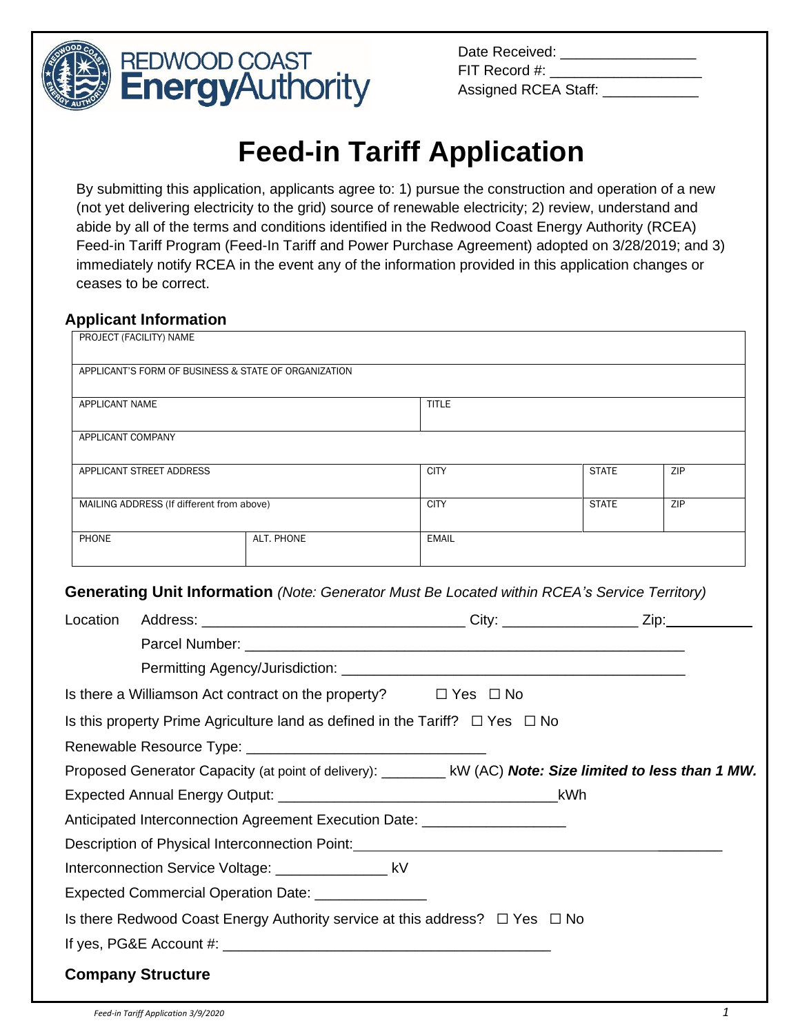REDWOOD COAST **Energy**Authority

Date Received: ________________
FIT Record #: __________________
Assigned RCEA Staff: ___________

# Feed-in Tariff Application

By submitting this application, applicants agree to: 1) pursue the construction and operation of a new (not yet delivering electricity to the grid) source of renewable electricity; 2) review, understand and abide by all of the terms and conditions identified in the Redwood Coast Energy Authority (RCEA) Feed-in Tariff Program (Feed-In Tariff and Power Purchase Agreement) adopted on 3/28/2019; and 3) immediately notify RCEA in the event any of the information provided in this application changes or ceases to be correct.

### Applicant Information

| PROJECT (FACILITY) NAME | | | | |
|---|---|---|---|---|
| APPLICANT'S FORM OF BUSINESS & STATE OF ORGANIZATION | | | | |
| APPLICANT NAME | | TITLE | | |
| APPLICANT COMPANY | | | | |
| APPLICANT STREET ADDRESS | | CITY | STATE | ZIP |
| MAILING ADDRESS (If different from above) | | CITY | STATE | ZIP |
| PHONE | ALT. PHONE | EMAIL | | |

### Generating Unit Information *(Note: Generator Must Be Located within RCEA's Service Territory)*

Location Address: ________________________________ City: ________________ Zip: __________

Parcel Number: ________________________________________________________

Permitting Agency/Jurisdiction: __________________________________________

Is there a Williamson Act contract on the property? ☐ Yes ☐ No

Is this property Prime Agriculture land as defined in the Tariff? ☐ Yes ☐ No

Renewable Resource Type: ____________________________

Proposed Generator Capacity (at point of delivery): ________ kW (AC) ***Note: Size limited to less than 1 MW.***

Expected Annual Energy Output: __________________________________kWh

Anticipated Interconnection Agreement Execution Date: _________________

Description of Physical Interconnection Point: ________________________________________________

Interconnection Service Voltage: ______________ kV

Expected Commercial Operation Date: ______________

Is there Redwood Coast Energy Authority service at this address? ☐ Yes ☐ No

If yes, PG&E Account #: ______________________________________

### Company Structure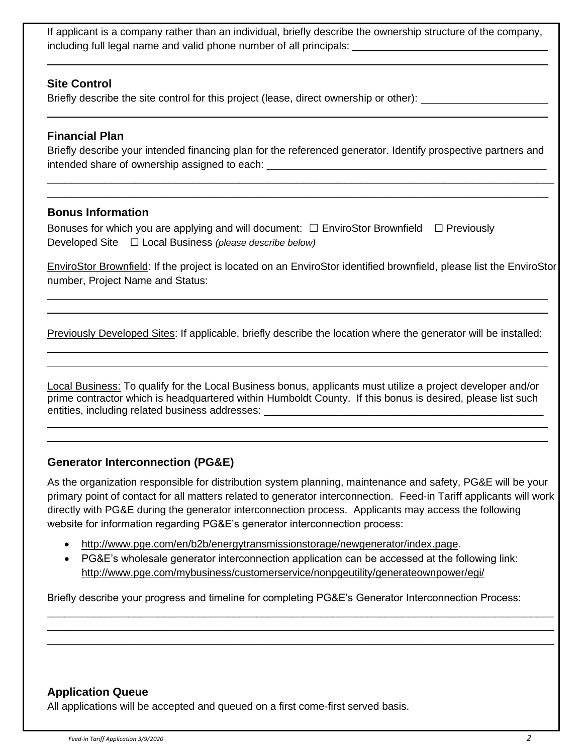If applicant is a company rather than an individual, briefly describe the ownership structure of the company, including full legal name and valid phone number of all principals: ____________________________________

________________________________________________________________________________

## Site Control

Briefly describe the site control for this project (lease, direct ownership or other): ______________________

________________________________________________________________________________

## Financial Plan

Briefly describe your intended financing plan for the referenced generator. Identify prospective partners and intended share of ownership assigned to each: ___________________________________________________

________________________________________________________________________________

________________________________________________________________________________

## Bonus Information

Bonuses for which you are applying and will document: ☐ EnviroStor Brownfield ☐ Previously Developed Site ☐ Local Business *(please describe below)*

EnviroStor Brownfield: If the project is located on an EnviroStor identified brownfield, please list the EnviroStor number, Project Name and Status:

________________________________________________________________________________

________________________________________________________________________________

Previously Developed Sites: If applicable, briefly describe the location where the generator will be installed:

________________________________________________________________________________

________________________________________________________________________________

Local Business: To qualify for the Local Business bonus, applicants must utilize a project developer and/or prime contractor which is headquartered within Humboldt County. If this bonus is desired, please list such entities, including related business addresses: ___________________________________________________

________________________________________________________________________________

________________________________________________________________________________

## Generator Interconnection (PG&E)

As the organization responsible for distribution system planning, maintenance and safety, PG&E will be your primary point of contact for all matters related to generator interconnection. Feed-in Tariff applicants will work directly with PG&E during the generator interconnection process. Applicants may access the following website for information regarding PG&E's generator interconnection process:

- http://www.pge.com/en/b2b/energytransmissionstorage/newgenerator/index.page.
- PG&E's wholesale generator interconnection application can be accessed at the following link: http://www.pge.com/mybusiness/customerservice/nonpgeutility/generateownpower/egi/

Briefly describe your progress and timeline for completing PG&E's Generator Interconnection Process:

________________________________________________________________________________

________________________________________________________________________________

________________________________________________________________________________

## Application Queue

All applications will be accepted and queued on a first come-first served basis.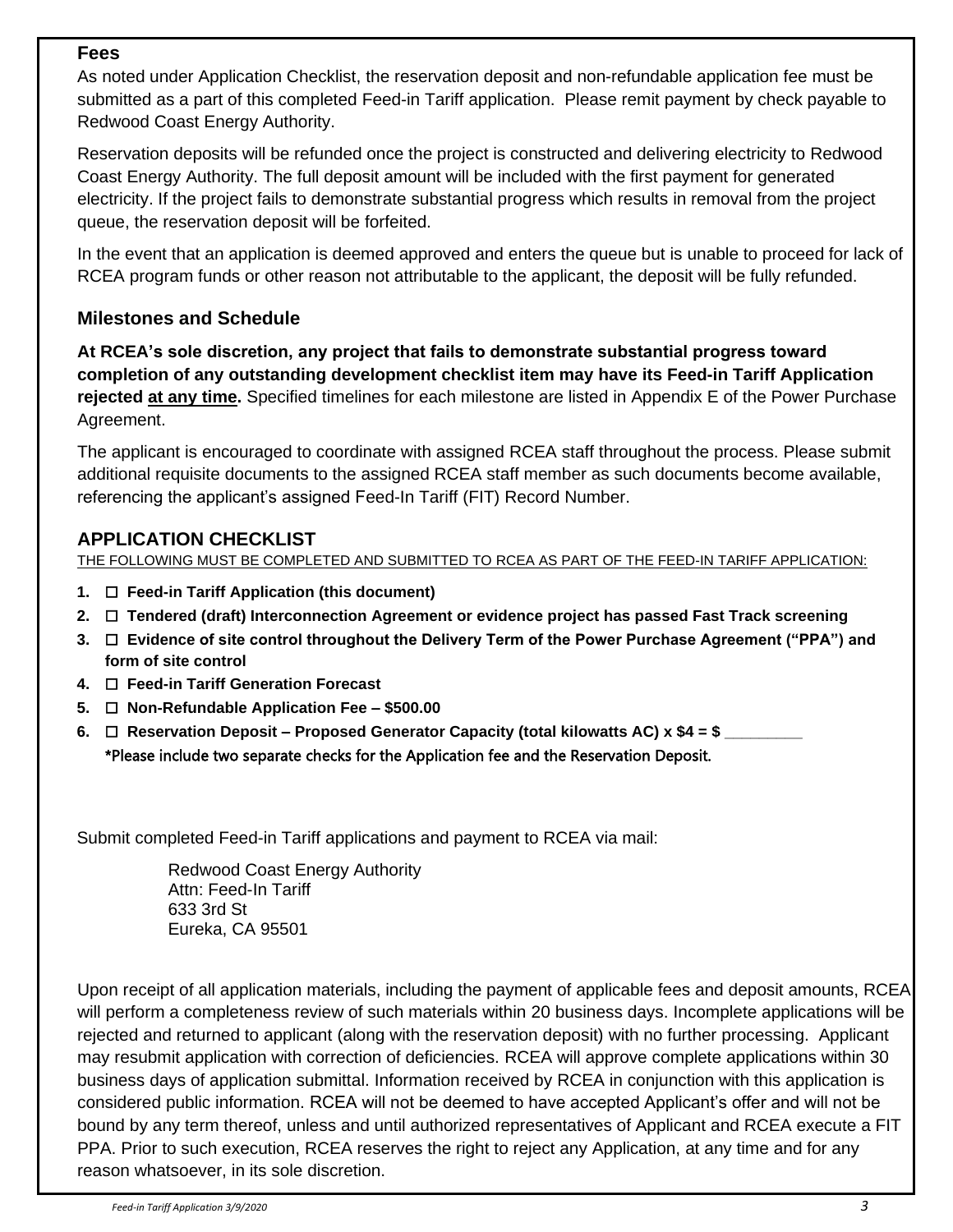## Fees

As noted under Application Checklist, the reservation deposit and non-refundable application fee must be submitted as a part of this completed Feed-in Tariff application. Please remit payment by check payable to Redwood Coast Energy Authority.

Reservation deposits will be refunded once the project is constructed and delivering electricity to Redwood Coast Energy Authority. The full deposit amount will be included with the first payment for generated electricity. If the project fails to demonstrate substantial progress which results in removal from the project queue, the reservation deposit will be forfeited.

In the event that an application is deemed approved and enters the queue but is unable to proceed for lack of RCEA program funds or other reason not attributable to the applicant, the deposit will be fully refunded.

## Milestones and Schedule

**At RCEA's sole discretion, any project that fails to demonstrate substantial progress toward completion of any outstanding development checklist item may have its Feed-in Tariff Application rejected <u>at any time</u>.** Specified timelines for each milestone are listed in Appendix E of the Power Purchase Agreement.

The applicant is encouraged to coordinate with assigned RCEA staff throughout the process. Please submit additional requisite documents to the assigned RCEA staff member as such documents become available, referencing the applicant's assigned Feed-In Tariff (FIT) Record Number.

## APPLICATION CHECKLIST

<u>THE FOLLOWING MUST BE COMPLETED AND SUBMITTED TO RCEA AS PART OF THE FEED-IN TARIFF APPLICATION:</u>

1. ☐ **Feed-in Tariff Application (this document)**
2. ☐ **Tendered (draft) Interconnection Agreement or evidence project has passed Fast Track screening**
3. ☐ **Evidence of site control throughout the Delivery Term of the Power Purchase Agreement ("PPA") and form of site control**
4. ☐ **Feed-in Tariff Generation Forecast**
5. ☐ **Non-Refundable Application Fee – $500.00**
6. ☐ **Reservation Deposit – Proposed Generator Capacity (total kilowatts AC) x $4 = $ _________**

   **\*Please include two separate checks for the Application fee and the Reservation Deposit.**

Submit completed Feed-in Tariff applications and payment to RCEA via mail:

> Redwood Coast Energy Authority
> Attn: Feed-In Tariff
> 633 3rd St
> Eureka, CA 95501

Upon receipt of all application materials, including the payment of applicable fees and deposit amounts, RCEA will perform a completeness review of such materials within 20 business days. Incomplete applications will be rejected and returned to applicant (along with the reservation deposit) with no further processing. Applicant may resubmit application with correction of deficiencies. RCEA will approve complete applications within 30 business days of application submittal. Information received by RCEA in conjunction with this application is considered public information. RCEA will not be deemed to have accepted Applicant's offer and will not be bound by any term thereof, unless and until authorized representatives of Applicant and RCEA execute a FIT PPA. Prior to such execution, RCEA reserves the right to reject any Application, at any time and for any reason whatsoever, in its sole discretion.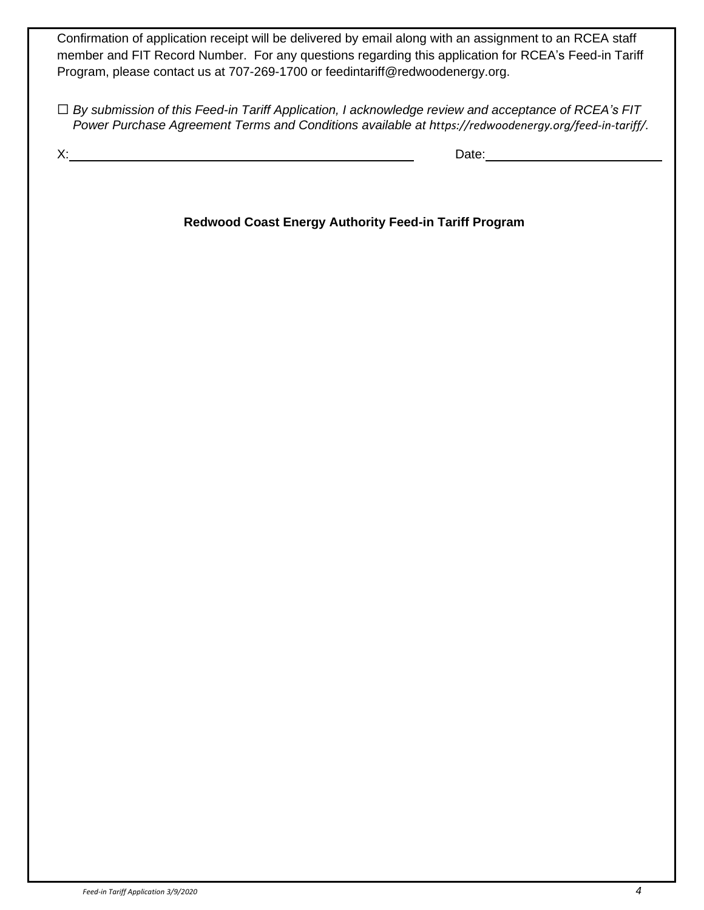Confirmation of application receipt will be delivered by email along with an assignment to an RCEA staff member and FIT Record Number. For any questions regarding this application for RCEA's Feed-in Tariff Program, please contact us at 707-269-1700 or feedintariff@redwoodenergy.org.

☐ *By submission of this Feed-in Tariff Application, I acknowledge review and acceptance of RCEA's FIT Power Purchase Agreement Terms and Conditions available at https://redwoodenergy.org/feed-in-tariff/.*

X:\_\_\_\_\_\_\_\_\_\_\_\_\_\_\_\_\_\_\_\_\_\_\_\_\_\_\_\_\_\_\_\_\_\_\_\_\_\_\_\_ Date:\_\_\_\_\_\_\_\_\_\_\_\_\_\_\_\_\_\_\_\_\_\_\_\_

**Redwood Coast Energy Authority Feed-in Tariff Program**